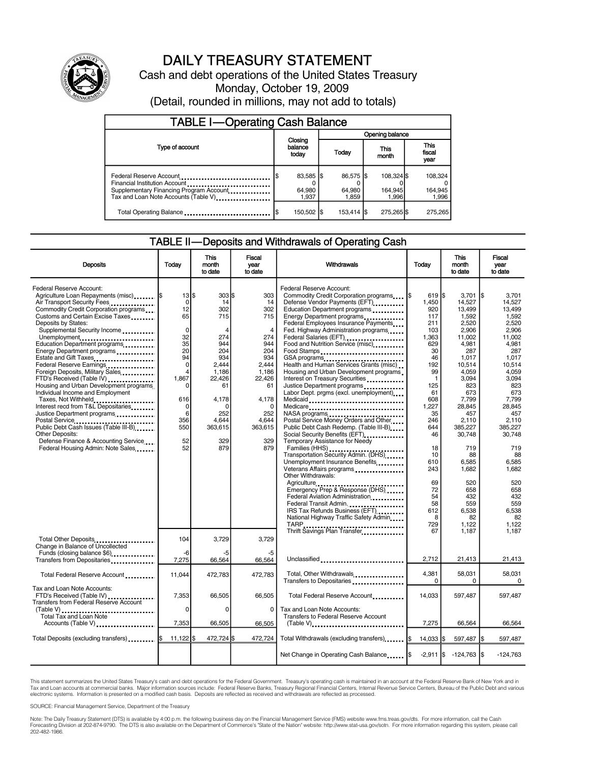# DAILY TREASURY STATEMENT

Cash and debt operations of the United States Treasury

Monday, October 19, 2009

(Detail, rounded in millions, may not add to totals)

## TABLE I—Operating Cash Balance

| Type of account | Closing balance today | Opening balance Today | Opening balance This month | Opening balance This fiscal year |
|---|---|---|---|---|
| Federal Reserve Account | $ 83,585 | $ 86,575 | $ 108,324 | $ 108,324 |
| Financial Institution Account | 0 | 0 | 0 | 0 |
| Supplementary Financing Program Account | 64,980 | 64,980 | 164,945 | 164,945 |
| Tax and Loan Note Accounts (Table V) | 1,937 | 1,859 | 1,996 | 1,996 |
| Total Operating Balance | $ 150,502 | $ 153,414 | $ 275,265 | $ 275,265 |

## TABLE II—Deposits and Withdrawals of Operating Cash

| Deposits | Today | This month to date | Fiscal year to date |
|---|---|---|---|
| Federal Reserve Account: | | | |
| Agriculture Loan Repayments (misc) | $ 13 | $ 303 | $ 303 |
| Air Transport Security Fees | 0 | 14 | 14 |
| Commodity Credit Corporation programs | 12 | 302 | 302 |
| Customs and Certain Excise Taxes | 65 | 715 | 715 |
| Deposits by States: | | | |
| Supplemental Security Income | 0 | 4 | 4 |
| Unemployment | 32 | 274 | 274 |
| Education Department programs | 35 | 944 | 944 |
| Energy Department programs | 20 | 204 | 204 |
| Estate and Gift Taxes | 94 | 934 | 934 |
| Federal Reserve Earnings | 0 | 2,444 | 2,444 |
| Foreign Deposits, Military Sales | 4 | 1,186 | 1,186 |
| FTD's Received (Table IV) | 1,867 | 22,426 | 22,426 |
| Housing and Urban Development programs | 0 | 61 | 61 |
| Individual Income and Employment Taxes, Not Withheld | 616 | 4,178 | 4,178 |
| Interest recd from T&L Depositaries | 0 | 0 | 0 |
| Justice Department programs | 6 | 252 | 252 |
| Postal Service | 356 | 4,644 | 4,644 |
| Public Debt Cash Issues (Table III-B) | 550 | 363,615 | 363,615 |
| Other Deposits: | | | |
| Defense Finance & Accounting Service | 52 | 329 | 329 |
| Federal Housing Admin: Note Sales | 52 | 879 | 879 |
| Total Other Deposits | 104 | 3,729 | 3,729 |
| Change in Balance of Uncollected Funds (closing balance $6) | -6 | -5 | -5 |
| Transfers from Depositaries | 7,275 | 66,564 | 66,564 |
| Total Federal Reserve Account | 11,044 | 472,783 | 472,783 |
| Tax and Loan Note Accounts: | | | |
| FTD's Received (Table IV) | 7,353 | 66,505 | 66,505 |
| Transfers from Federal Reserve Account (Table V) | 0 | 0 | 0 |
| Total Tax and Loan Note Accounts (Table V) | 7,353 | 66,505 | 66,505 |
| Total Deposits (excluding transfers) | $ 11,122 | $ 472,724 | $ 472,724 |

| Withdrawals | Today | This month to date | Fiscal year to date |
|---|---|---|---|
| Federal Reserve Account: | | | |
| Commodity Credit Corporation programs | $ 619 | $ 3,701 | $ 3,701 |
| Defense Vendor Payments (EFT) | 1,450 | 14,527 | 14,527 |
| Education Department programs | 920 | 13,499 | 13,499 |
| Energy Department programs | 117 | 1,592 | 1,592 |
| Federal Employees Insurance Payments | 211 | 2,520 | 2,520 |
| Fed. Highway Administration programs | 103 | 2,906 | 2,906 |
| Federal Salaries (EFT) | 1,363 | 11,002 | 11,002 |
| Food and Nutrition Service (misc) | 629 | 4,981 | 4,981 |
| Food Stamps | 30 | 287 | 287 |
| GSA programs | 46 | 1,017 | 1,017 |
| Health and Human Services Grants (misc) | 192 | 10,514 | 10,514 |
| Housing and Urban Development programs | 99 | 4,059 | 4,059 |
| Interest on Treasury Securities | 1 | 3,094 | 3,094 |
| Justice Department programs | 125 | 823 | 823 |
| Labor Dept. prgms (excl. unemployment) | 61 | 673 | 673 |
| Medicaid | 608 | 7,799 | 7,799 |
| Medicare | 1,227 | 28,845 | 28,845 |
| NASA programs | 35 | 457 | 457 |
| Postal Service Money Orders and Other | 246 | 2,110 | 2,110 |
| Public Debt Cash Redemp. (Table III-B) | 644 | 385,227 | 385,227 |
| Social Security Benefits (EFT) | 46 | 30,748 | 30,748 |
| Temporary Assistance for Needy Families (HHS) | 18 | 719 | 719 |
| Transportation Security Admin. (DHS) | 10 | 88 | 88 |
| Unemployment Insurance Benefits | 610 | 6,585 | 6,585 |
| Veterans Affairs programs | 243 | 1,682 | 1,682 |
| Other Withdrawals: | | | |
| Agriculture | 69 | 520 | 520 |
| Emergency Prep & Response (DHS) | 72 | 658 | 658 |
| Federal Aviation Administration | 54 | 432 | 432 |
| Federal Transit Admin. | 58 | 559 | 559 |
| IRS Tax Refunds Business (EFT) | 612 | 6,538 | 6,538 |
| National Highway Traffic Safety Admin | 8 | 82 | 82 |
| TARP | 729 | 1,122 | 1,122 |
| Thrift Savings Plan Transfer | 67 | 1,187 | 1,187 |
| Unclassified | 2,712 | 21,413 | 21,413 |
| Total, Other Withdrawals | 4,381 | 58,031 | 58,031 |
| Transfers to Depositaries | 0 | 0 | 0 |
| Total Federal Reserve Account | 14,033 | 597,487 | 597,487 |
| Tax and Loan Note Accounts: | | | |
| Transfers to Federal Reserve Account (Table V) | 7,275 | 66,564 | 66,564 |
| Total Withdrawals (excluding transfers) | $ 14,033 | $ 597,487 | $ 597,487 |
| Net Change in Operating Cash Balance | $ -2,911 | $ -124,763 | $ -124,763 |

This statement summarizes the United States Treasury's cash and debt operations for the Federal Government. Treasury's operating cash is maintained in an account at the Federal Reserve Bank of New York and in Tax and Loan accounts at commercial banks. Major information sources include: Federal Reserve Banks, Treasury Regional Financial Centers, Internal Revenue Service Centers, Bureau of the Public Debt and various electronic systems. Information is presented on a modified cash basis. Deposits are reflected as received and withdrawals are reflected as processed.

SOURCE: Financial Management Service, Department of the Treasury

Note: The Daily Treasury Statement (DTS) is available by 4:00 p.m. the following business day on the Financial Management Service (FMS) website www.fms.treas.gov/dts. For more information, call the Cash Forecasting Division at 202-874-9790. The DTS is also available on the Department of Commerce's "State of the Nation" website: http://www.stat-usa.gov/sotn. For more information regarding this system, please call 202-482-1986.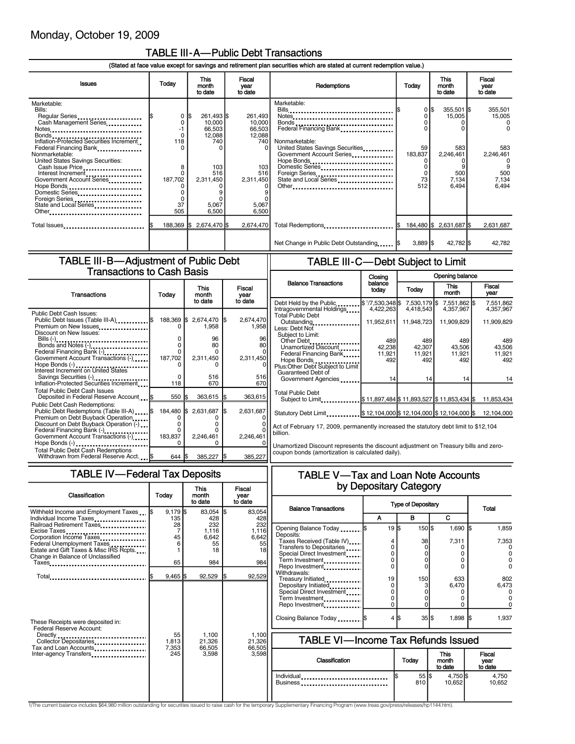Monday, October 19, 2009

## TABLE III-A—Public Debt Transactions

(Stated at face value except for savings and retirement plan securities which are stated at current redemption value.)

| Issues | Today | This month to date | Fiscal year to date | Redemptions | Today | This month to date | Fiscal year to date |
|---|---|---|---|---|---|---|---|
| Marketable: | | | | Marketable: | | | |
| Bills: | | | | Bills | $ 0 | $ 355,501 | $ 355,501 |
| Regular Series | $ 0 | $ 261,493 | $ 261,493 | Notes | 0 | 15,005 | 15,005 |
| Cash Management Series | 0 | 10,000 | 10,000 | Bonds | 0 | 0 | 0 |
| Notes | -1 | 66,503 | 66,503 | Federal Financing Bank | 0 | 0 | 0 |
| Bonds | 0 | 12,088 | 12,088 | | | | |
| Inflation-Protected Securities Increment | 118 | 740 | 740 | Nonmarketable: | | | |
| Federal Financing Bank | 0 | 0 | 0 | United States Savings Securities | 59 | 583 | 583 |
| Nonmarketable: | | | | Government Account Series | 183,837 | 2,246,461 | 2,246,461 |
| United States Savings Securities: | | | | Hope Bonds | 0 | 0 | 0 |
| Cash Issue Price | 8 | 103 | 103 | Domestic Series | 0 | 9 | 9 |
| Interest Increment | 0 | 516 | 516 | Foreign Series | 0 | 500 | 500 |
| Government Account Series | 187,702 | 2,311,450 | 2,311,450 | State and Local Series | 73 | 7,134 | 7,134 |
| Hope Bonds | 0 | 0 | 0 | Other | 512 | 6,494 | 6,494 |
| Domestic Series | 0 | 9 | 9 | | | | |
| Foreign Series | 0 | 0 | 0 | | | | |
| State and Local Series | 37 | 5,067 | 5,067 | | | | |
| Other | 505 | 6,500 | 6,500 | | | | |
| Total Issues | $ 188,369 | $ 2,674,470 | $ 2,674,470 | Total Redemptions | $ 184,480 | $ 2,631,687 | $ 2,631,687 |
| | | | | Net Change in Public Debt Outstanding | $ 3,889 | $ 42,782 | $ 42,782 |

## TABLE III-B—Adjustment of Public Debt Transactions to Cash Basis

| Transactions | Today | This month to date | Fiscal year to date |
|---|---|---|---|
| Public Debt Cash Issues: | | | |
| Public Debt Issues (Table III-A) | $ 188,369 | $ 2,674,470 | $ 2,674,470 |
| Premium on New Issues | 0 | 1,958 | 1,958 |
| Discount on New Issues: | | | |
| Bills (-) | 0 | 96 | 96 |
| Bonds and Notes (-) | 0 | 80 | 80 |
| Federal Financing Bank (-) | 0 | 0 | 0 |
| Government Account Transactions (-) | 187,702 | 2,311,450 | 2,311,450 |
| Hope Bonds (-) | 0 | 0 | 0 |
| Interest Increment on United States Savings Securities (-) | 0 | 516 | 516 |
| Inflation-Protected Securities Increment | 118 | 670 | 670 |
| Total Public Debt Cash Issues Deposited in Federal Reserve Account | $ 550 | $ 363,615 | $ 363,615 |
| Public Debt Cash Redemptions: | | | |
| Public Debt Redemptions (Table III-A) | $ 184,480 | $ 2,631,687 | $ 2,631,687 |
| Premium on Debt Buyback Operation | 0 | 0 | 0 |
| Discount on Debt Buyback Operation (-) | 0 | 0 | 0 |
| Federal Financing Bank (-) | 0 | 0 | 0 |
| Government Account Transactions (-) | 183,837 | 2,246,461 | 2,246,461 |
| Hope Bonds (-) | 0 | 0 | 0 |
| Total Public Debt Cash Redemptions Withdrawn from Federal Reserve Acct. | $ 644 | $ 385,227 | $ 385,227 |

## TABLE III-C—Debt Subject to Limit

| Balance Transactions | Closing balance today | Opening balance | | |
|---|---|---|---|---|
| | | Today | This month | Fiscal year |
| Debt Held by the Public | $ [1]7,530,348 | $ 7,530,179 | $ 7,551,862 | $ 7,551,862 |
| Intragovernmental Holdings | 4,422,263 | 4,418,543 | 4,357,967 | 4,357,967 |
| Total Public Debt Outstanding | 11,952,611 | 11,948,723 | 11,909,829 | 11,909,829 |
| Less: Debt Not Subject to Limit: | | | | |
| Other Debt | 489 | 489 | 489 | 489 |
| Unamortized Discount | 42,238 | 42,307 | 43,506 | 43,506 |
| Federal Financing Bank | 11,921 | 11,921 | 11,921 | 11,921 |
| Hope Bonds | 492 | 492 | 492 | 492 |
| Plus: Other Debt Subject to Limit | | | | |
| Guaranteed Debt of Government Agencies | 14 | 14 | 14 | 14 |
| Total Public Debt Subject to Limit | $ 11,897,484 | $ 11,893,527 | $ 11,853,434 | $ 11,853,434 |
| Statutory Debt Limit | $ 12,104,000 | $ 12,104,000 | $ 12,104,000 | $ 12,104,000 |

Act of February 17, 2009, permanently increased the statutory debt limit to $12,104 billion.

Unamortized Discount represents the discount adjustment on Treasury bills and zero-coupon bonds (amortization is calculated daily).

## TABLE IV—Federal Tax Deposits

| Classification | Today | This month to date | Fiscal year to date |
|---|---|---|---|
| Withheld Income and Employment Taxes | $ 9,179 | $ 83,054 | $ 83,054 |
| Individual Income Taxes | 135 | 428 | 428 |
| Railroad Retirement Taxes | 28 | 232 | 232 |
| Excise Taxes | 7 | 1,116 | 1,116 |
| Corporation Income Taxes | 45 | 6,642 | 6,642 |
| Federal Unemployment Taxes | 6 | 55 | 55 |
| Estate and Gift Taxes & Misc IRS Rcpts. | 1 | 18 | 18 |
| Change in Balance of Unclassified Taxes | 65 | 984 | 984 |
| Total | $ 9,465 | $ 92,529 | $ 92,529 |
| These Receipts were deposited in: | | | |
| Federal Reserve Account: | | | |
| Directly | 55 | 1,100 | 1,100 |
| Collector Depositaries | 1,813 | 21,326 | 21,326 |
| Tax and Loan Accounts | 7,353 | 66,505 | 66,505 |
| Inter-agency Transfers | 245 | 3,598 | 3,598 |

## TABLE V—Tax and Loan Note Accounts by Depositary Category

| Balance Transactions | Type of Depositary | | | Total |
|---|---|---|---|---|
| | A | B | C | |
| Opening Balance Today | $ 19 | $ 150 | $ 1,690 | $ 1,859 |
| Deposits: | | | | |
| Taxes Received (Table IV) | 4 | 38 | 7,311 | 7,353 |
| Transfers to Depositaries | 0 | 0 | 0 | 0 |
| Special Direct Investment | 0 | 0 | 0 | 0 |
| Term Investment | 0 | 0 | 0 | 0 |
| Repo Investment | 0 | 0 | 0 | 0 |
| Withdrawals: | | | | |
| Treasury Initiated | 19 | 150 | 633 | 802 |
| Depositary Initiated | 0 | 3 | 6,470 | 6,473 |
| Special Direct Investment | 0 | 0 | 0 | 0 |
| Term Investment | 0 | 0 | 0 | 0 |
| Repo Investment | 0 | 0 | 0 | 0 |
| Closing Balance Today | $ 4 | $ 35 | $ 1,898 | $ 1,937 |

## TABLE VI—Income Tax Refunds Issued

| Classification | Today | This month to date | Fiscal year to date |
|---|---|---|---|
| Individual | $ 55 | $ 4,750 | $ 4,750 |
| Business | 810 | 10,652 | 10,652 |

1/The current balance includes $64,980 million outstanding for securities issued to raise cash for the temporary Supplementary Financing Program (www.treas.gov/press/releases/hp1144.htm).